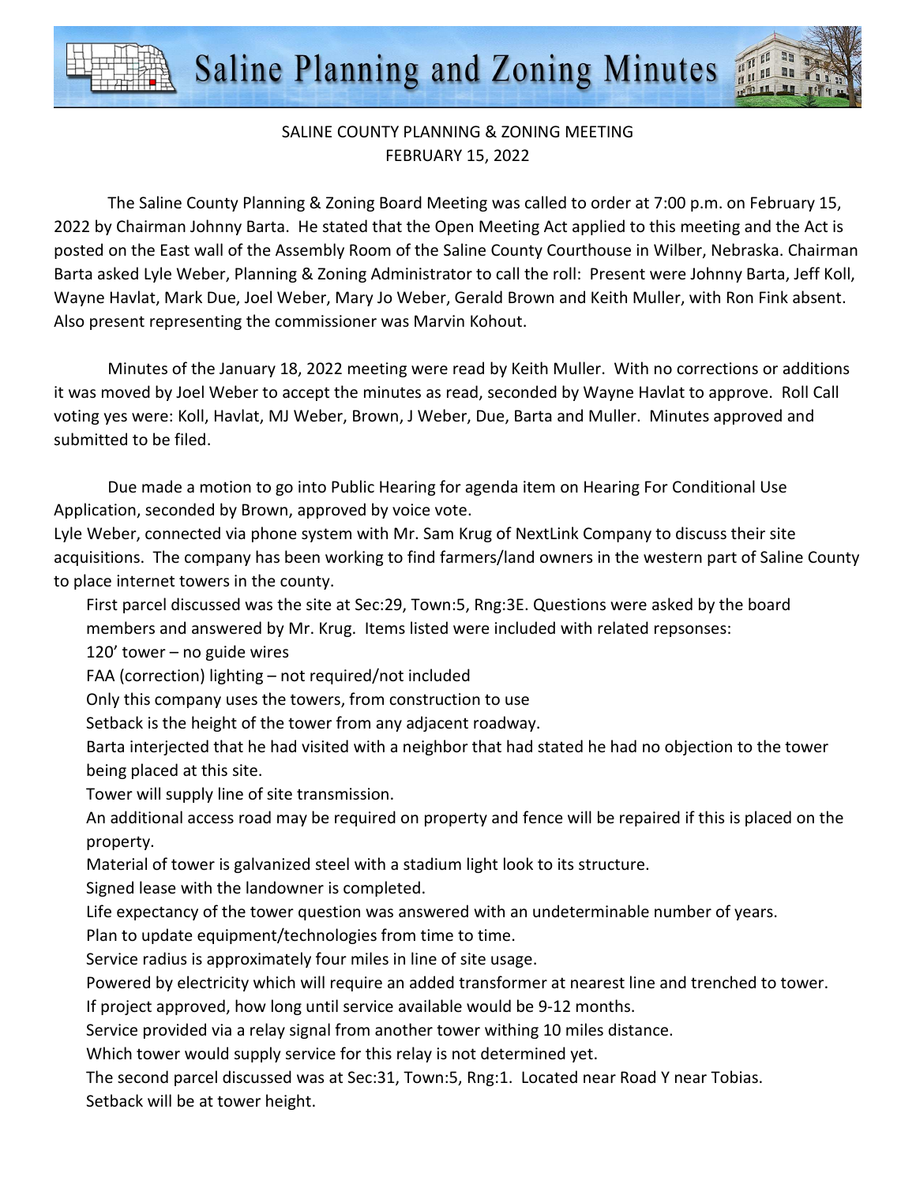# Saline Planning and Zoning Minutes

SALINE COUNTY PLANNING & ZONING MEETING
FEBRUARY 15, 2022

The Saline County Planning & Zoning Board Meeting was called to order at 7:00 p.m. on February 15, 2022 by Chairman Johnny Barta. He stated that the Open Meeting Act applied to this meeting and the Act is posted on the East wall of the Assembly Room of the Saline County Courthouse in Wilber, Nebraska. Chairman Barta asked Lyle Weber, Planning & Zoning Administrator to call the roll: Present were Johnny Barta, Jeff Koll, Wayne Havlat, Mark Due, Joel Weber, Mary Jo Weber, Gerald Brown and Keith Muller, with Ron Fink absent. Also present representing the commissioner was Marvin Kohout.

Minutes of the January 18, 2022 meeting were read by Keith Muller. With no corrections or additions it was moved by Joel Weber to accept the minutes as read, seconded by Wayne Havlat to approve. Roll Call voting yes were: Koll, Havlat, MJ Weber, Brown, J Weber, Due, Barta and Muller. Minutes approved and submitted to be filed.

Due made a motion to go into Public Hearing for agenda item on Hearing For Conditional Use Application, seconded by Brown, approved by voice vote.

Lyle Weber, connected via phone system with Mr. Sam Krug of NextLink Company to discuss their site acquisitions. The company has been working to find farmers/land owners in the western part of Saline County to place internet towers in the county.

First parcel discussed was the site at Sec:29, Town:5, Rng:3E. Questions were asked by the board members and answered by Mr. Krug. Items listed were included with related repsonses:

120' tower – no guide wires

FAA (correction) lighting – not required/not included

Only this company uses the towers, from construction to use

Setback is the height of the tower from any adjacent roadway.

Barta interjected that he had visited with a neighbor that had stated he had no objection to the tower being placed at this site.

Tower will supply line of site transmission.

An additional access road may be required on property and fence will be repaired if this is placed on the property.

Material of tower is galvanized steel with a stadium light look to its structure.

Signed lease with the landowner is completed.

Life expectancy of the tower question was answered with an undeterminable number of years.

Plan to update equipment/technologies from time to time.

Service radius is approximately four miles in line of site usage.

Powered by electricity which will require an added transformer at nearest line and trenched to tower.

If project approved, how long until service available would be 9-12 months.

Service provided via a relay signal from another tower withing 10 miles distance.

Which tower would supply service for this relay is not determined yet.

The second parcel discussed was at Sec:31, Town:5, Rng:1. Located near Road Y near Tobias.

Setback will be at tower height.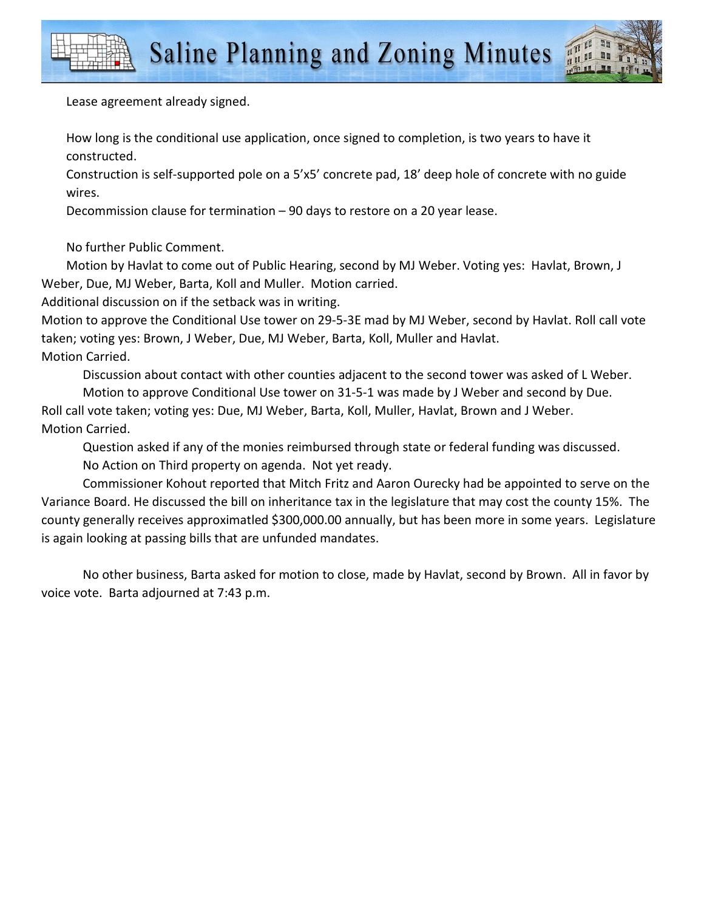Lease agreement already signed.

How long is the conditional use application, once signed to completion, is two years to have it constructed.
Construction is self-supported pole on a 5'x5' concrete pad, 18' deep hole of concrete with no guide wires.
Decommission clause for termination – 90 days to restore on a 20 year lease.

No further Public Comment.

Motion by Havlat to come out of Public Hearing, second by MJ Weber. Voting yes: Havlat, Brown, J Weber, Due, MJ Weber, Barta, Koll and Muller. Motion carried.

Additional discussion on if the setback was in writing.

Motion to approve the Conditional Use tower on 29-5-3E mad by MJ Weber, second by Havlat. Roll call vote taken; voting yes: Brown, J Weber, Due, MJ Weber, Barta, Koll, Muller and Havlat.
Motion Carried.

Discussion about contact with other counties adjacent to the second tower was asked of L Weber.

Motion to approve Conditional Use tower on 31-5-1 was made by J Weber and second by Due. Roll call vote taken; voting yes: Due, MJ Weber, Barta, Koll, Muller, Havlat, Brown and J Weber.
Motion Carried.

Question asked if any of the monies reimbursed through state or federal funding was discussed.

No Action on Third property on agenda. Not yet ready.

Commissioner Kohout reported that Mitch Fritz and Aaron Ourecky had be appointed to serve on the Variance Board. He discussed the bill on inheritance tax in the legislature that may cost the county 15%. The county generally receives approximatled $300,000.00 annually, but has been more in some years. Legislature is again looking at passing bills that are unfunded mandates.

No other business, Barta asked for motion to close, made by Havlat, second by Brown. All in favor by voice vote. Barta adjourned at 7:43 p.m.